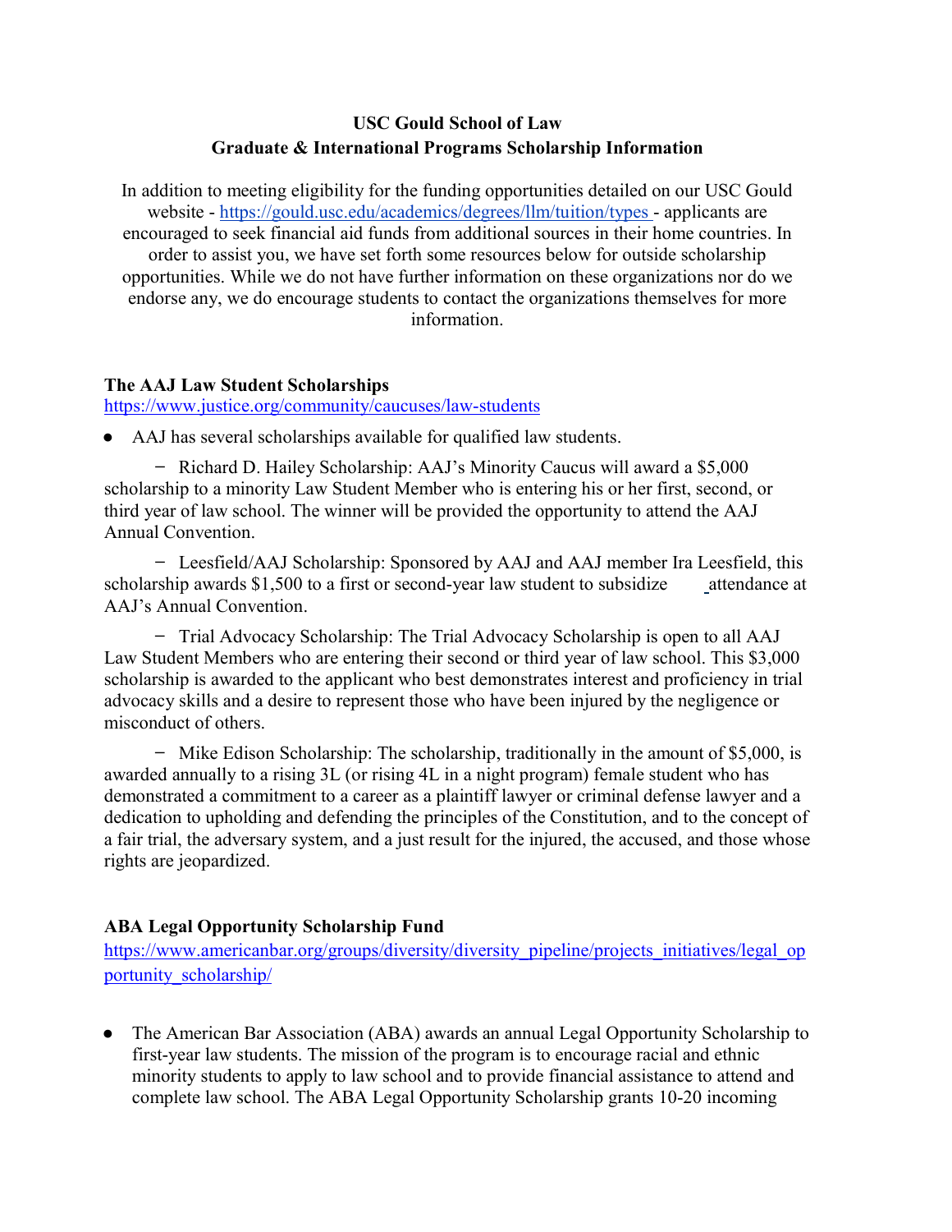**USC Gould School of Law**
**Graduate & International Programs Scholarship Information**

In addition to meeting eligibility for the funding opportunities detailed on our USC Gould website - https://gould.usc.edu/academics/degrees/llm/tuition/types - applicants are encouraged to seek financial aid funds from additional sources in their home countries. In order to assist you, we have set forth some resources below for outside scholarship opportunities. While we do not have further information on these organizations nor do we endorse any, we do encourage students to contact the organizations themselves for more information.

**The AAJ Law Student Scholarships**
https://www.justice.org/community/caucuses/law-students

- AAJ has several scholarships available for qualified law students.

  − Richard D. Hailey Scholarship: AAJ's Minority Caucus will award a $5,000 scholarship to a minority Law Student Member who is entering his or her first, second, or third year of law school. The winner will be provided the opportunity to attend the AAJ Annual Convention.

  − Leesfield/AAJ Scholarship: Sponsored by AAJ and AAJ member Ira Leesfield, this scholarship awards $1,500 to a first or second-year law student to subsidize attendance at AAJ's Annual Convention.

  − Trial Advocacy Scholarship: The Trial Advocacy Scholarship is open to all AAJ Law Student Members who are entering their second or third year of law school. This $3,000 scholarship is awarded to the applicant who best demonstrates interest and proficiency in trial advocacy skills and a desire to represent those who have been injured by the negligence or misconduct of others.

  − Mike Edison Scholarship: The scholarship, traditionally in the amount of $5,000, is awarded annually to a rising 3L (or rising 4L in a night program) female student who has demonstrated a commitment to a career as a plaintiff lawyer or criminal defense lawyer and a dedication to upholding and defending the principles of the Constitution, and to the concept of a fair trial, the adversary system, and a just result for the injured, the accused, and those whose rights are jeopardized.

**ABA Legal Opportunity Scholarship Fund**
https://www.americanbar.org/groups/diversity/diversity_pipeline/projects_initiatives/legal_opportunity_scholarship/

- The American Bar Association (ABA) awards an annual Legal Opportunity Scholarship to first-year law students. The mission of the program is to encourage racial and ethnic minority students to apply to law school and to provide financial assistance to attend and complete law school. The ABA Legal Opportunity Scholarship grants 10-20 incoming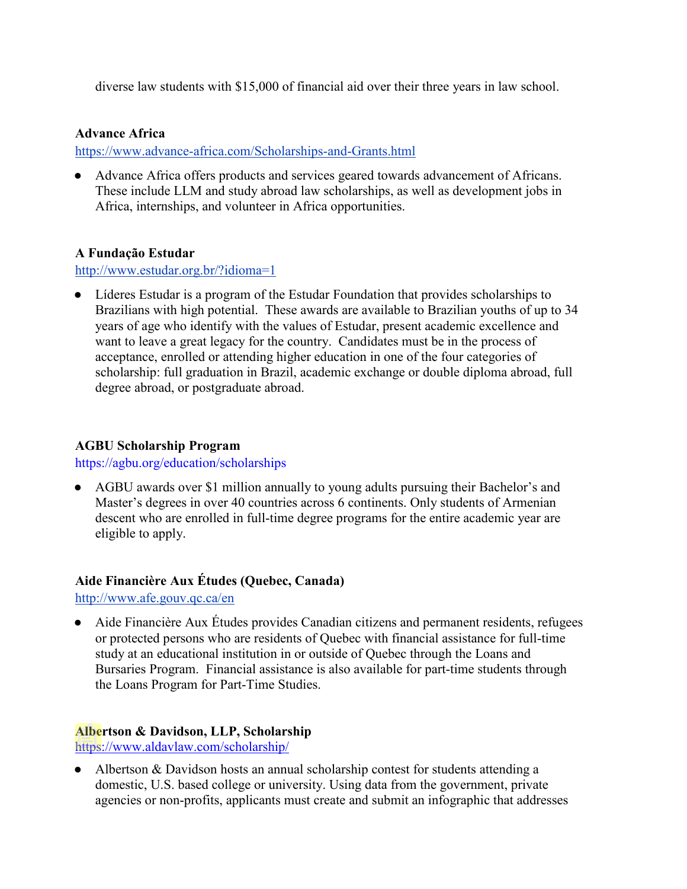diverse law students with $15,000 of financial aid over their three years in law school.

**Advance Africa**
https://www.advance-africa.com/Scholarships-and-Grants.html

- Advance Africa offers products and services geared towards advancement of Africans. These include LLM and study abroad law scholarships, as well as development jobs in Africa, internships, and volunteer in Africa opportunities.

**A Fundação Estudar**
http://www.estudar.org.br/?idioma=1

- Líderes Estudar is a program of the Estudar Foundation that provides scholarships to Brazilians with high potential. These awards are available to Brazilian youths of up to 34 years of age who identify with the values of Estudar, present academic excellence and want to leave a great legacy for the country. Candidates must be in the process of acceptance, enrolled or attending higher education in one of the four categories of scholarship: full graduation in Brazil, academic exchange or double diploma abroad, full degree abroad, or postgraduate abroad.

**AGBU Scholarship Program**
https://agbu.org/education/scholarships

- AGBU awards over $1 million annually to young adults pursuing their Bachelor's and Master's degrees in over 40 countries across 6 continents. Only students of Armenian descent who are enrolled in full-time degree programs for the entire academic year are eligible to apply.

**Aide Financière Aux Études (Quebec, Canada)**
http://www.afe.gouv.qc.ca/en

- Aide Financière Aux Études provides Canadian citizens and permanent residents, refugees or protected persons who are residents of Quebec with financial assistance for full-time study at an educational institution in or outside of Quebec through the Loans and Bursaries Program. Financial assistance is also available for part-time students through the Loans Program for Part-Time Studies.

**Albertson & Davidson, LLP, Scholarship**
https://www.aldavlaw.com/scholarship/

- Albertson & Davidson hosts an annual scholarship contest for students attending a domestic, U.S. based college or university. Using data from the government, private agencies or non-profits, applicants must create and submit an infographic that addresses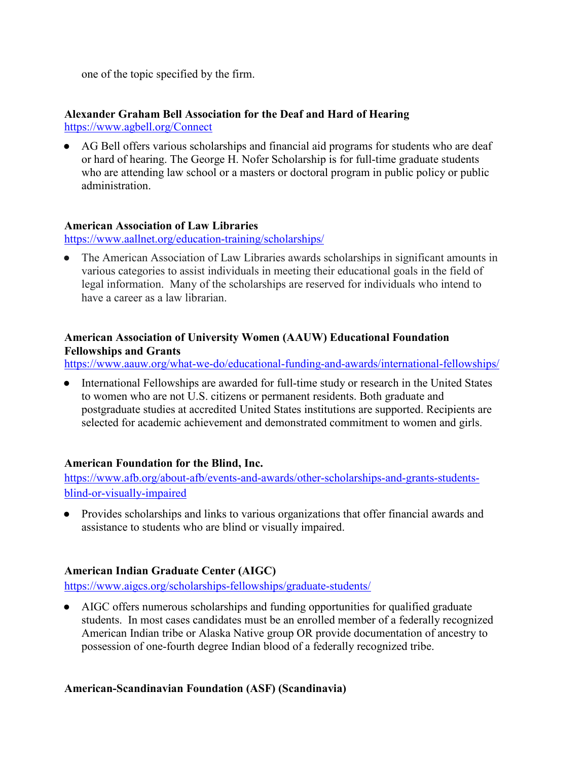one of the topic specified by the firm.

**Alexander Graham Bell Association for the Deaf and Hard of Hearing**
https://www.agbell.org/Connect

- AG Bell offers various scholarships and financial aid programs for students who are deaf or hard of hearing. The George H. Nofer Scholarship is for full-time graduate students who are attending law school or a masters or doctoral program in public policy or public administration.

**American Association of Law Libraries**
https://www.aallnet.org/education-training/scholarships/

- The American Association of Law Libraries awards scholarships in significant amounts in various categories to assist individuals in meeting their educational goals in the field of legal information. Many of the scholarships are reserved for individuals who intend to have a career as a law librarian.

**American Association of University Women (AAUW) Educational Foundation Fellowships and Grants**
https://www.aauw.org/what-we-do/educational-funding-and-awards/international-fellowships/

- International Fellowships are awarded for full-time study or research in the United States to women who are not U.S. citizens or permanent residents. Both graduate and postgraduate studies at accredited United States institutions are supported. Recipients are selected for academic achievement and demonstrated commitment to women and girls.

**American Foundation for the Blind, Inc.**
https://www.afb.org/about-afb/events-and-awards/other-scholarships-and-grants-students-blind-or-visually-impaired

- Provides scholarships and links to various organizations that offer financial awards and assistance to students who are blind or visually impaired.

**American Indian Graduate Center (AIGC)**
https://www.aigcs.org/scholarships-fellowships/graduate-students/

- AIGC offers numerous scholarships and funding opportunities for qualified graduate students. In most cases candidates must be an enrolled member of a federally recognized American Indian tribe or Alaska Native group OR provide documentation of ancestry to possession of one-fourth degree Indian blood of a federally recognized tribe.

**American-Scandinavian Foundation (ASF) (Scandinavia)**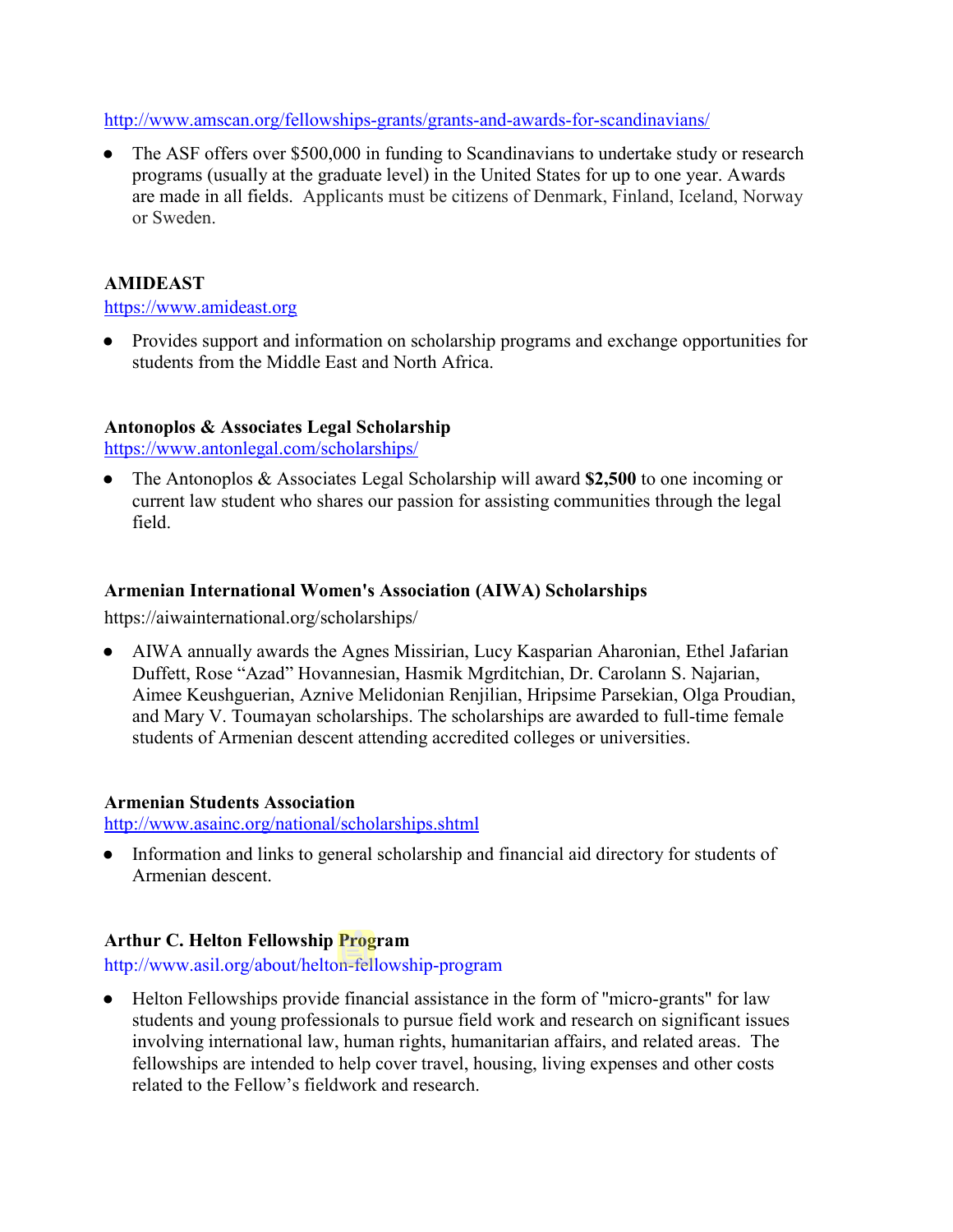http://www.amscan.org/fellowships-grants/grants-and-awards-for-scandinavians/

- The ASF offers over $500,000 in funding to Scandinavians to undertake study or research programs (usually at the graduate level) in the United States for up to one year. Awards are made in all fields. Applicants must be citizens of Denmark, Finland, Iceland, Norway or Sweden.

**AMIDEAST**
https://www.amideast.org

- Provides support and information on scholarship programs and exchange opportunities for students from the Middle East and North Africa.

**Antonoplos & Associates Legal Scholarship**
https://www.antonlegal.com/scholarships/

- The Antonoplos & Associates Legal Scholarship will award **$2,500** to one incoming or current law student who shares our passion for assisting communities through the legal field.

**Armenian International Women's Association (AIWA) Scholarships**
https://aiwainternational.org/scholarships/

- AIWA annually awards the Agnes Missirian, Lucy Kasparian Aharonian, Ethel Jafarian Duffett, Rose "Azad" Hovannesian, Hasmik Mgrditchian, Dr. Carolann S. Najarian, Aimee Keushguerian, Aznive Melidonian Renjilian, Hripsime Parsekian, Olga Proudian, and Mary V. Toumayan scholarships. The scholarships are awarded to full-time female students of Armenian descent attending accredited colleges or universities.

**Armenian Students Association**
http://www.asainc.org/national/scholarships.shtml

- Information and links to general scholarship and financial aid directory for students of Armenian descent.

**Arthur C. Helton Fellowship Program**
http://www.asil.org/about/helton-fellowship-program

- Helton Fellowships provide financial assistance in the form of "micro-grants" for law students and young professionals to pursue field work and research on significant issues involving international law, human rights, humanitarian affairs, and related areas. The fellowships are intended to help cover travel, housing, living expenses and other costs related to the Fellow's fieldwork and research.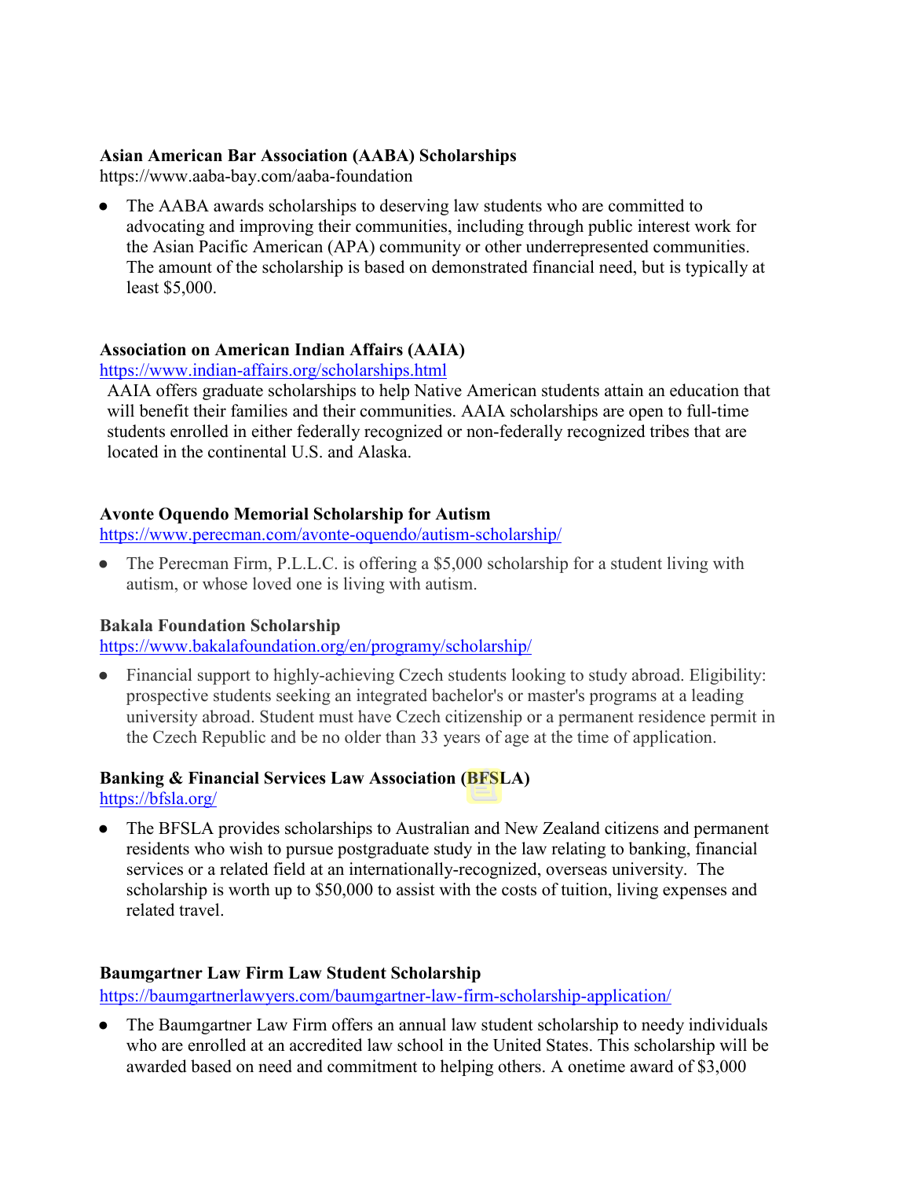**Asian American Bar Association (AABA) Scholarships**
https://www.aaba-bay.com/aaba-foundation

- The AABA awards scholarships to deserving law students who are committed to advocating and improving their communities, including through public interest work for the Asian Pacific American (APA) community or other underrepresented communities. The amount of the scholarship is based on demonstrated financial need, but is typically at least $5,000.

**Association on American Indian Affairs (AAIA)**
https://www.indian-affairs.org/scholarships.html

AAIA offers graduate scholarships to help Native American students attain an education that will benefit their families and their communities. AAIA scholarships are open to full-time students enrolled in either federally recognized or non-federally recognized tribes that are located in the continental U.S. and Alaska.

**Avonte Oquendo Memorial Scholarship for Autism**
https://www.perecman.com/avonte-oquendo/autism-scholarship/

- The Perecman Firm, P.L.L.C. is offering a $5,000 scholarship for a student living with autism, or whose loved one is living with autism.

**Bakala Foundation Scholarship**
https://www.bakalafoundation.org/en/programy/scholarship/

- Financial support to highly-achieving Czech students looking to study abroad. Eligibility: prospective students seeking an integrated bachelor's or master's programs at a leading university abroad. Student must have Czech citizenship or a permanent residence permit in the Czech Republic and be no older than 33 years of age at the time of application.

**Banking & Financial Services Law Association (BFSLA)**
https://bfsla.org/

- The BFSLA provides scholarships to Australian and New Zealand citizens and permanent residents who wish to pursue postgraduate study in the law relating to banking, financial services or a related field at an internationally-recognized, overseas university. The scholarship is worth up to $50,000 to assist with the costs of tuition, living expenses and related travel.

**Baumgartner Law Firm Law Student Scholarship**
https://baumgartnerlawyers.com/baumgartner-law-firm-scholarship-application/

- The Baumgartner Law Firm offers an annual law student scholarship to needy individuals who are enrolled at an accredited law school in the United States. This scholarship will be awarded based on need and commitment to helping others. A onetime award of $3,000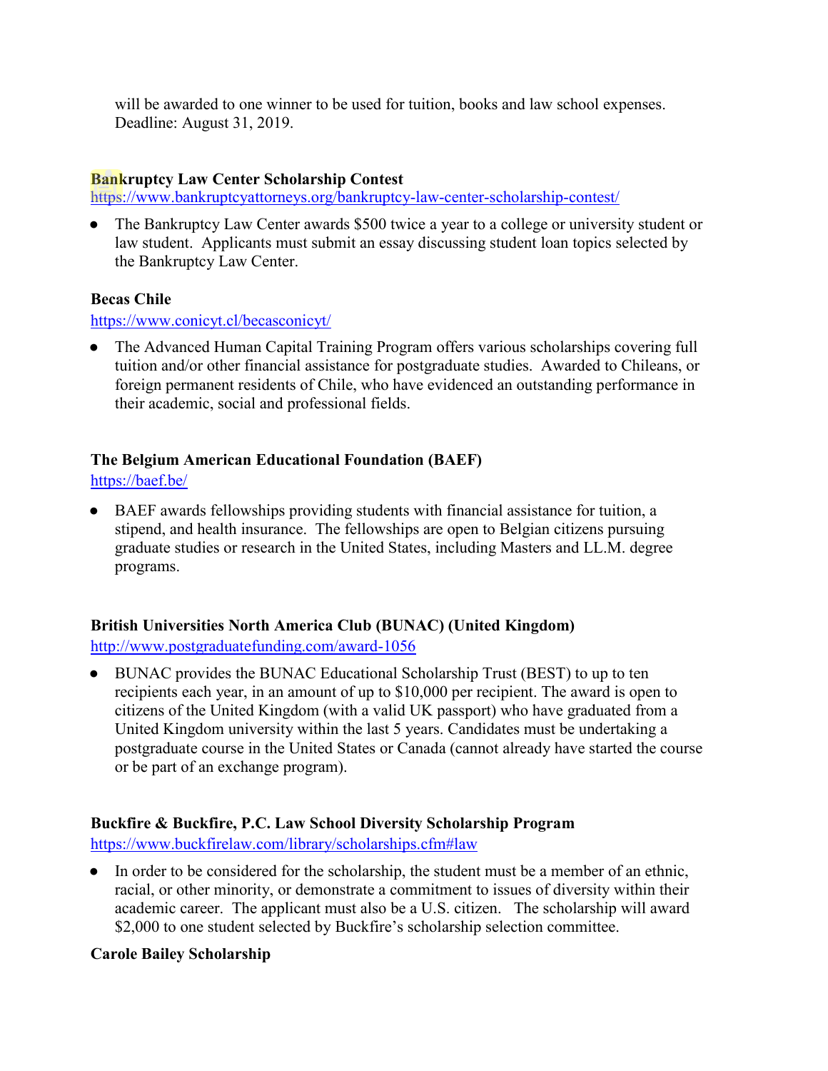will be awarded to one winner to be used for tuition, books and law school expenses. Deadline: August 31, 2019.

**Bankruptcy Law Center Scholarship Contest**
https://www.bankruptcyattorneys.org/bankruptcy-law-center-scholarship-contest/

- The Bankruptcy Law Center awards $500 twice a year to a college or university student or law student. Applicants must submit an essay discussing student loan topics selected by the Bankruptcy Law Center.

**Becas Chile**
https://www.conicyt.cl/becasconicyt/

- The Advanced Human Capital Training Program offers various scholarships covering full tuition and/or other financial assistance for postgraduate studies. Awarded to Chileans, or foreign permanent residents of Chile, who have evidenced an outstanding performance in their academic, social and professional fields.

**The Belgium American Educational Foundation (BAEF)**
https://baef.be/

- BAEF awards fellowships providing students with financial assistance for tuition, a stipend, and health insurance. The fellowships are open to Belgian citizens pursuing graduate studies or research in the United States, including Masters and LL.M. degree programs.

**British Universities North America Club (BUNAC) (United Kingdom)**
http://www.postgraduatefunding.com/award-1056

- BUNAC provides the BUNAC Educational Scholarship Trust (BEST) to up to ten recipients each year, in an amount of up to $10,000 per recipient. The award is open to citizens of the United Kingdom (with a valid UK passport) who have graduated from a United Kingdom university within the last 5 years. Candidates must be undertaking a postgraduate course in the United States or Canada (cannot already have started the course or be part of an exchange program).

**Buckfire & Buckfire, P.C. Law School Diversity Scholarship Program**
https://www.buckfirelaw.com/library/scholarships.cfm#law

- In order to be considered for the scholarship, the student must be a member of an ethnic, racial, or other minority, or demonstrate a commitment to issues of diversity within their academic career. The applicant must also be a U.S. citizen. The scholarship will award $2,000 to one student selected by Buckfire's scholarship selection committee.

**Carole Bailey Scholarship**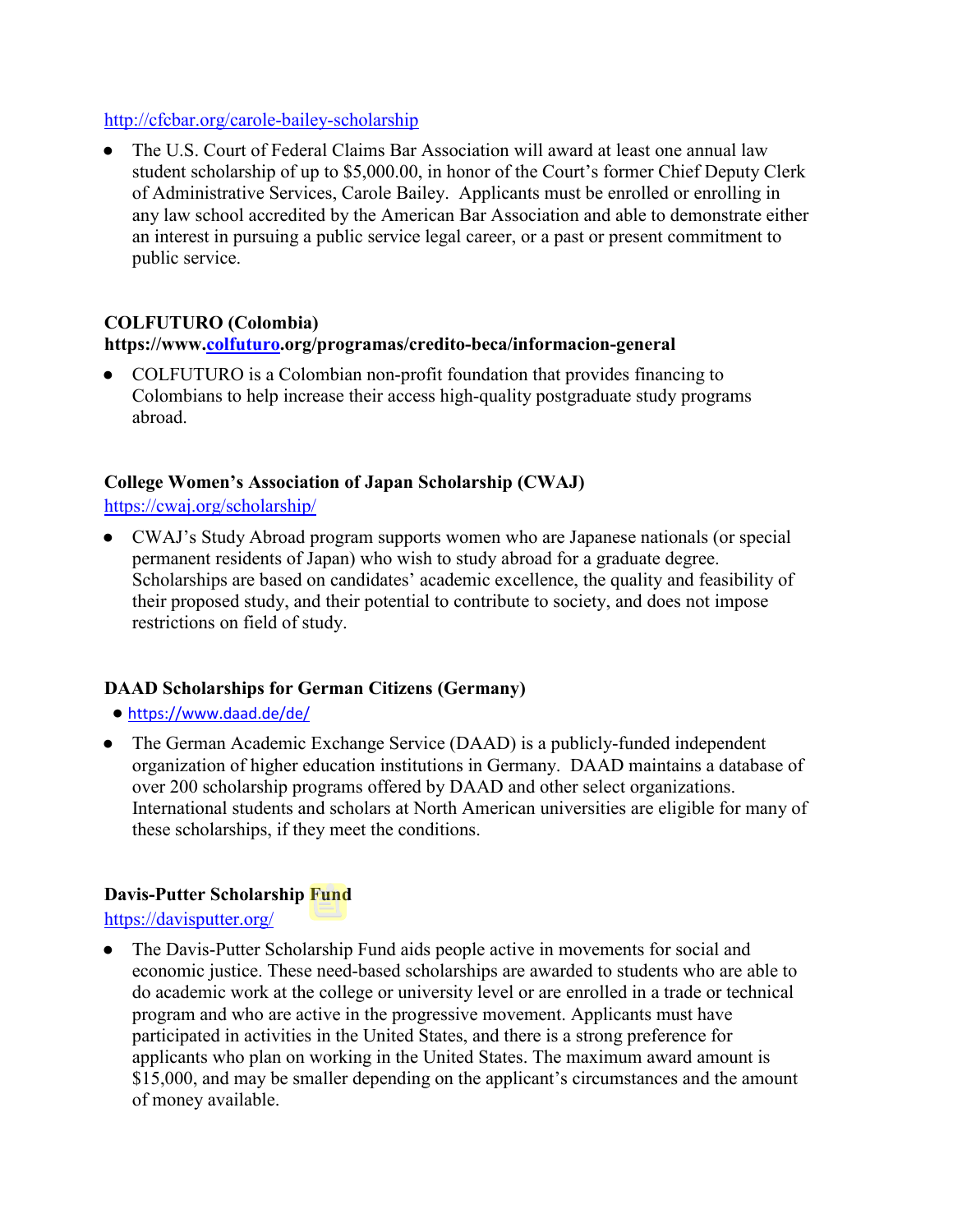http://cfcbar.org/carole-bailey-scholarship

- The U.S. Court of Federal Claims Bar Association will award at least one annual law student scholarship of up to $5,000.00, in honor of the Court's former Chief Deputy Clerk of Administrative Services, Carole Bailey. Applicants must be enrolled or enrolling in any law school accredited by the American Bar Association and able to demonstrate either an interest in pursuing a public service legal career, or a past or present commitment to public service.

**COLFUTURO (Colombia)**
**https://www.colfuturo.org/programas/credito-beca/informacion-general**

- COLFUTURO is a Colombian non-profit foundation that provides financing to Colombians to help increase their access high-quality postgraduate study programs abroad.

**College Women's Association of Japan Scholarship (CWAJ)**
https://cwaj.org/scholarship/

- CWAJ's Study Abroad program supports women who are Japanese nationals (or special permanent residents of Japan) who wish to study abroad for a graduate degree. Scholarships are based on candidates' academic excellence, the quality and feasibility of their proposed study, and their potential to contribute to society, and does not impose restrictions on field of study.

**DAAD Scholarships for German Citizens (Germany)**

- https://www.daad.de/de/

- The German Academic Exchange Service (DAAD) is a publicly-funded independent organization of higher education institutions in Germany. DAAD maintains a database of over 200 scholarship programs offered by DAAD and other select organizations. International students and scholars at North American universities are eligible for many of these scholarships, if they meet the conditions.

**Davis-Putter Scholarship Fund**
https://davisputter.org/

- The Davis-Putter Scholarship Fund aids people active in movements for social and economic justice. These need-based scholarships are awarded to students who are able to do academic work at the college or university level or are enrolled in a trade or technical program and who are active in the progressive movement. Applicants must have participated in activities in the United States, and there is a strong preference for applicants who plan on working in the United States. The maximum award amount is $15,000, and may be smaller depending on the applicant's circumstances and the amount of money available.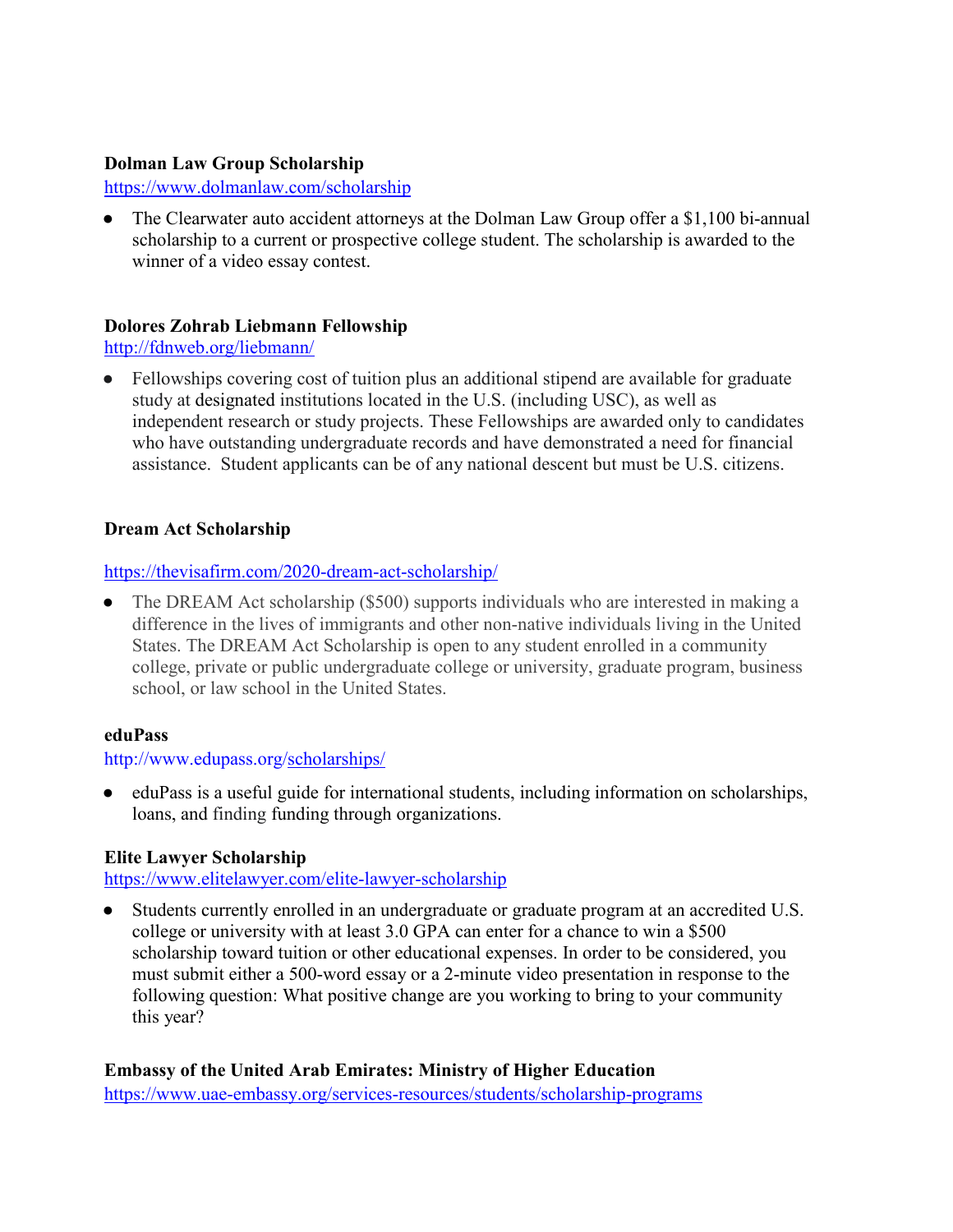**Dolman Law Group Scholarship**

https://www.dolmanlaw.com/scholarship

- The Clearwater auto accident attorneys at the Dolman Law Group offer a $1,100 bi-annual scholarship to a current or prospective college student. The scholarship is awarded to the winner of a video essay contest.

**Dolores Zohrab Liebmann Fellowship**

http://fdnweb.org/liebmann/

- Fellowships covering cost of tuition plus an additional stipend are available for graduate study at designated institutions located in the U.S. (including USC), as well as independent research or study projects. These Fellowships are awarded only to candidates who have outstanding undergraduate records and have demonstrated a need for financial assistance. Student applicants can be of any national descent but must be U.S. citizens.

**Dream Act Scholarship**

https://thevisafirm.com/2020-dream-act-scholarship/

- The DREAM Act scholarship ($500) supports individuals who are interested in making a difference in the lives of immigrants and other non-native individuals living in the United States. The DREAM Act Scholarship is open to any student enrolled in a community college, private or public undergraduate college or university, graduate program, business school, or law school in the United States.

**eduPass**

http://www.edupass.org/scholarships/

- eduPass is a useful guide for international students, including information on scholarships, loans, and finding funding through organizations.

**Elite Lawyer Scholarship**

https://www.elitelawyer.com/elite-lawyer-scholarship

- Students currently enrolled in an undergraduate or graduate program at an accredited U.S. college or university with at least 3.0 GPA can enter for a chance to win a $500 scholarship toward tuition or other educational expenses. In order to be considered, you must submit either a 500-word essay or a 2-minute video presentation in response to the following question: What positive change are you working to bring to your community this year?

**Embassy of the United Arab Emirates: Ministry of Higher Education**

https://www.uae-embassy.org/services-resources/students/scholarship-programs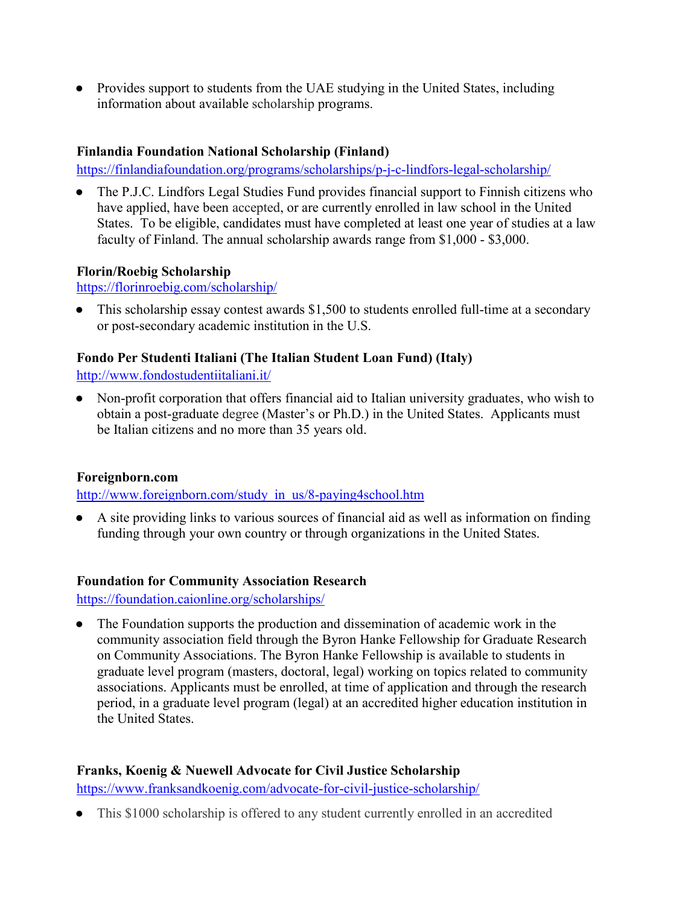- Provides support to students from the UAE studying in the United States, including information about available scholarship programs.

**Finlandia Foundation National Scholarship (Finland)**
https://finlandiafoundation.org/programs/scholarships/p-j-c-lindfors-legal-scholarship/

- The P.J.C. Lindfors Legal Studies Fund provides financial support to Finnish citizens who have applied, have been accepted, or are currently enrolled in law school in the United States. To be eligible, candidates must have completed at least one year of studies at a law faculty of Finland. The annual scholarship awards range from $1,000 - $3,000.

**Florin/Roebig Scholarship**
https://florinroebig.com/scholarship/

- This scholarship essay contest awards $1,500 to students enrolled full-time at a secondary or post-secondary academic institution in the U.S.

**Fondo Per Studenti Italiani (The Italian Student Loan Fund) (Italy)**
http://www.fondostudentiitaliani.it/

- Non-profit corporation that offers financial aid to Italian university graduates, who wish to obtain a post-graduate degree (Master's or Ph.D.) in the United States. Applicants must be Italian citizens and no more than 35 years old.

**Foreignborn.com**
http://www.foreignborn.com/study_in_us/8-paying4school.htm

- A site providing links to various sources of financial aid as well as information on finding funding through your own country or through organizations in the United States.

**Foundation for Community Association Research**
https://foundation.caionline.org/scholarships/

- The Foundation supports the production and dissemination of academic work in the community association field through the Byron Hanke Fellowship for Graduate Research on Community Associations. The Byron Hanke Fellowship is available to students in graduate level program (masters, doctoral, legal) working on topics related to community associations. Applicants must be enrolled, at time of application and through the research period, in a graduate level program (legal) at an accredited higher education institution in the United States.

**Franks, Koenig & Nuewell Advocate for Civil Justice Scholarship**
https://www.franksandkoenig.com/advocate-for-civil-justice-scholarship/

- This $1000 scholarship is offered to any student currently enrolled in an accredited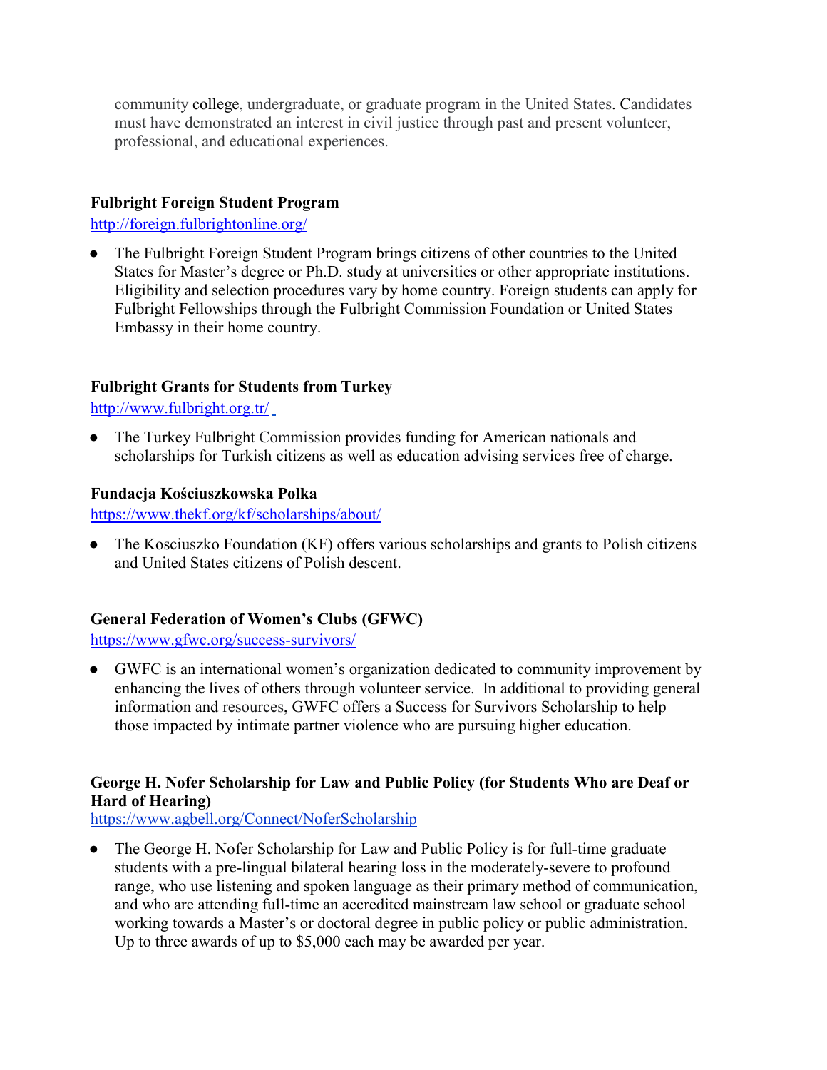community college, undergraduate, or graduate program in the United States. Candidates must have demonstrated an interest in civil justice through past and present volunteer, professional, and educational experiences.

**Fulbright Foreign Student Program**

http://foreign.fulbrightonline.org/

- The Fulbright Foreign Student Program brings citizens of other countries to the United States for Master's degree or Ph.D. study at universities or other appropriate institutions. Eligibility and selection procedures vary by home country. Foreign students can apply for Fulbright Fellowships through the Fulbright Commission Foundation or United States Embassy in their home country.

**Fulbright Grants for Students from Turkey**

http://www.fulbright.org.tr/

- The Turkey Fulbright Commission provides funding for American nationals and scholarships for Turkish citizens as well as education advising services free of charge.

**Fundacja Kościuszkowska Polka**

https://www.thekf.org/kf/scholarships/about/

- The Kosciuszko Foundation (KF) offers various scholarships and grants to Polish citizens and United States citizens of Polish descent.

**General Federation of Women's Clubs (GFWC)**

https://www.gfwc.org/success-survivors/

- GWFC is an international women's organization dedicated to community improvement by enhancing the lives of others through volunteer service. In additional to providing general information and resources, GWFC offers a Success for Survivors Scholarship to help those impacted by intimate partner violence who are pursuing higher education.

**George H. Nofer Scholarship for Law and Public Policy (for Students Who are Deaf or Hard of Hearing)**

https://www.agbell.org/Connect/NoferScholarship

- The George H. Nofer Scholarship for Law and Public Policy is for full-time graduate students with a pre-lingual bilateral hearing loss in the moderately-severe to profound range, who use listening and spoken language as their primary method of communication, and who are attending full-time an accredited mainstream law school or graduate school working towards a Master's or doctoral degree in public policy or public administration. Up to three awards of up to $5,000 each may be awarded per year.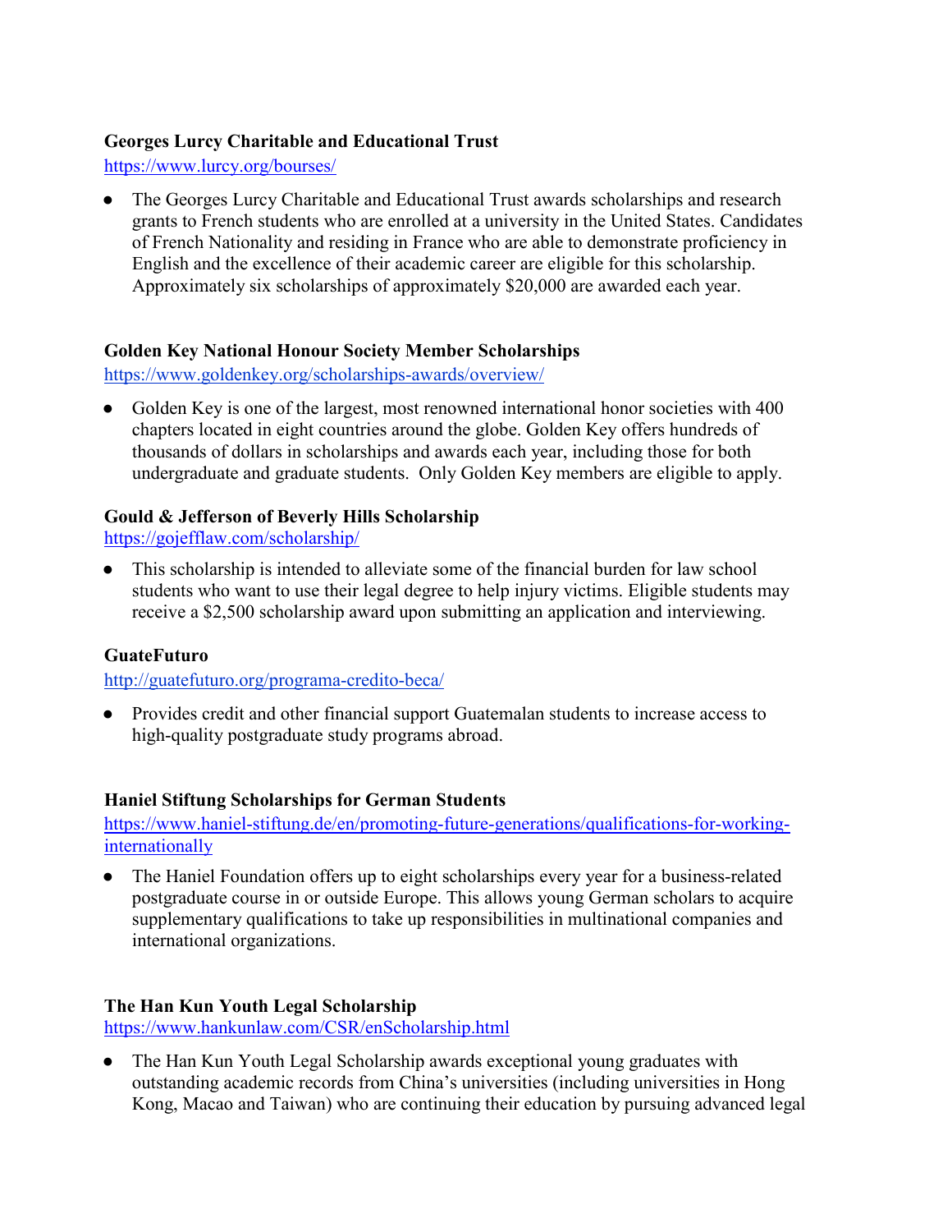**Georges Lurcy Charitable and Educational Trust**

https://www.lurcy.org/bourses/

- The Georges Lurcy Charitable and Educational Trust awards scholarships and research grants to French students who are enrolled at a university in the United States. Candidates of French Nationality and residing in France who are able to demonstrate proficiency in English and the excellence of their academic career are eligible for this scholarship. Approximately six scholarships of approximately $20,000 are awarded each year.

**Golden Key National Honour Society Member Scholarships**

https://www.goldenkey.org/scholarships-awards/overview/

- Golden Key is one of the largest, most renowned international honor societies with 400 chapters located in eight countries around the globe. Golden Key offers hundreds of thousands of dollars in scholarships and awards each year, including those for both undergraduate and graduate students. Only Golden Key members are eligible to apply.

**Gould & Jefferson of Beverly Hills Scholarship**

https://gojefflaw.com/scholarship/

- This scholarship is intended to alleviate some of the financial burden for law school students who want to use their legal degree to help injury victims. Eligible students may receive a $2,500 scholarship award upon submitting an application and interviewing.

**GuateFuturo**

http://guatefuturo.org/programa-credito-beca/

- Provides credit and other financial support Guatemalan students to increase access to high-quality postgraduate study programs abroad.

**Haniel Stiftung Scholarships for German Students**

https://www.haniel-stiftung.de/en/promoting-future-generations/qualifications-for-working-internationally

- The Haniel Foundation offers up to eight scholarships every year for a business-related postgraduate course in or outside Europe. This allows young German scholars to acquire supplementary qualifications to take up responsibilities in multinational companies and international organizations.

**The Han Kun Youth Legal Scholarship**

https://www.hankunlaw.com/CSR/enScholarship.html

- The Han Kun Youth Legal Scholarship awards exceptional young graduates with outstanding academic records from China's universities (including universities in Hong Kong, Macao and Taiwan) who are continuing their education by pursuing advanced legal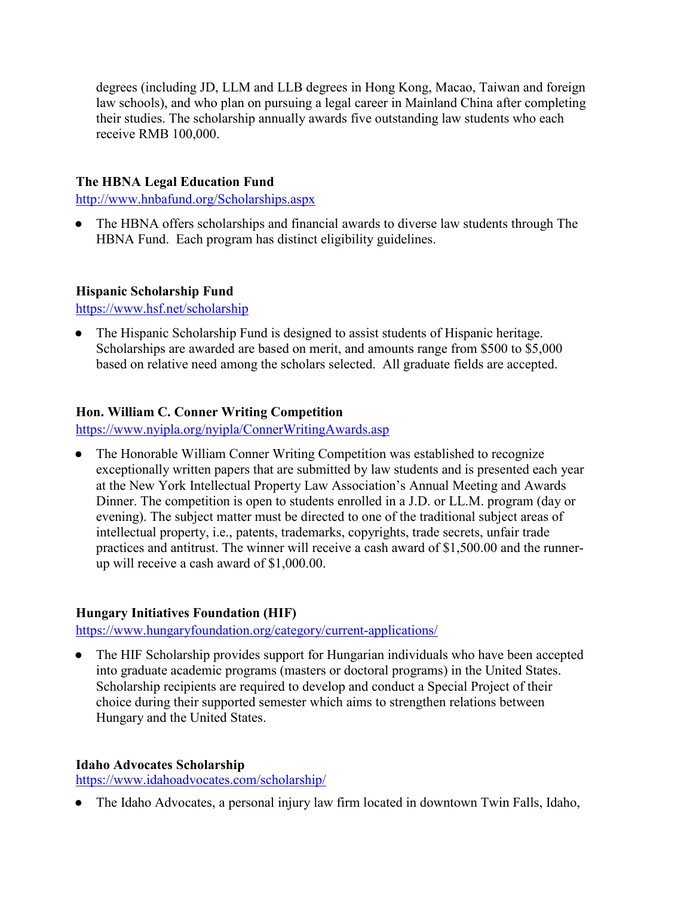degrees (including JD, LLM and LLB degrees in Hong Kong, Macao, Taiwan and foreign law schools), and who plan on pursuing a legal career in Mainland China after completing their studies. The scholarship annually awards five outstanding law students who each receive RMB 100,000.

**The HBNA Legal Education Fund**

http://www.hnbafund.org/Scholarships.aspx

- The HBNA offers scholarships and financial awards to diverse law students through The HBNA Fund. Each program has distinct eligibility guidelines.

**Hispanic Scholarship Fund**

https://www.hsf.net/scholarship

- The Hispanic Scholarship Fund is designed to assist students of Hispanic heritage. Scholarships are awarded are based on merit, and amounts range from $500 to $5,000 based on relative need among the scholars selected. All graduate fields are accepted.

**Hon. William C. Conner Writing Competition**

https://www.nyipla.org/nyipla/ConnerWritingAwards.asp

- The Honorable William Conner Writing Competition was established to recognize exceptionally written papers that are submitted by law students and is presented each year at the New York Intellectual Property Law Association's Annual Meeting and Awards Dinner. The competition is open to students enrolled in a J.D. or LL.M. program (day or evening). The subject matter must be directed to one of the traditional subject areas of intellectual property, i.e., patents, trademarks, copyrights, trade secrets, unfair trade practices and antitrust. The winner will receive a cash award of $1,500.00 and the runner-up will receive a cash award of $1,000.00.

**Hungary Initiatives Foundation (HIF)**

https://www.hungaryfoundation.org/category/current-applications/

- The HIF Scholarship provides support for Hungarian individuals who have been accepted into graduate academic programs (masters or doctoral programs) in the United States. Scholarship recipients are required to develop and conduct a Special Project of their choice during their supported semester which aims to strengthen relations between Hungary and the United States.

**Idaho Advocates Scholarship**

https://www.idahoadvocates.com/scholarship/

- The Idaho Advocates, a personal injury law firm located in downtown Twin Falls, Idaho,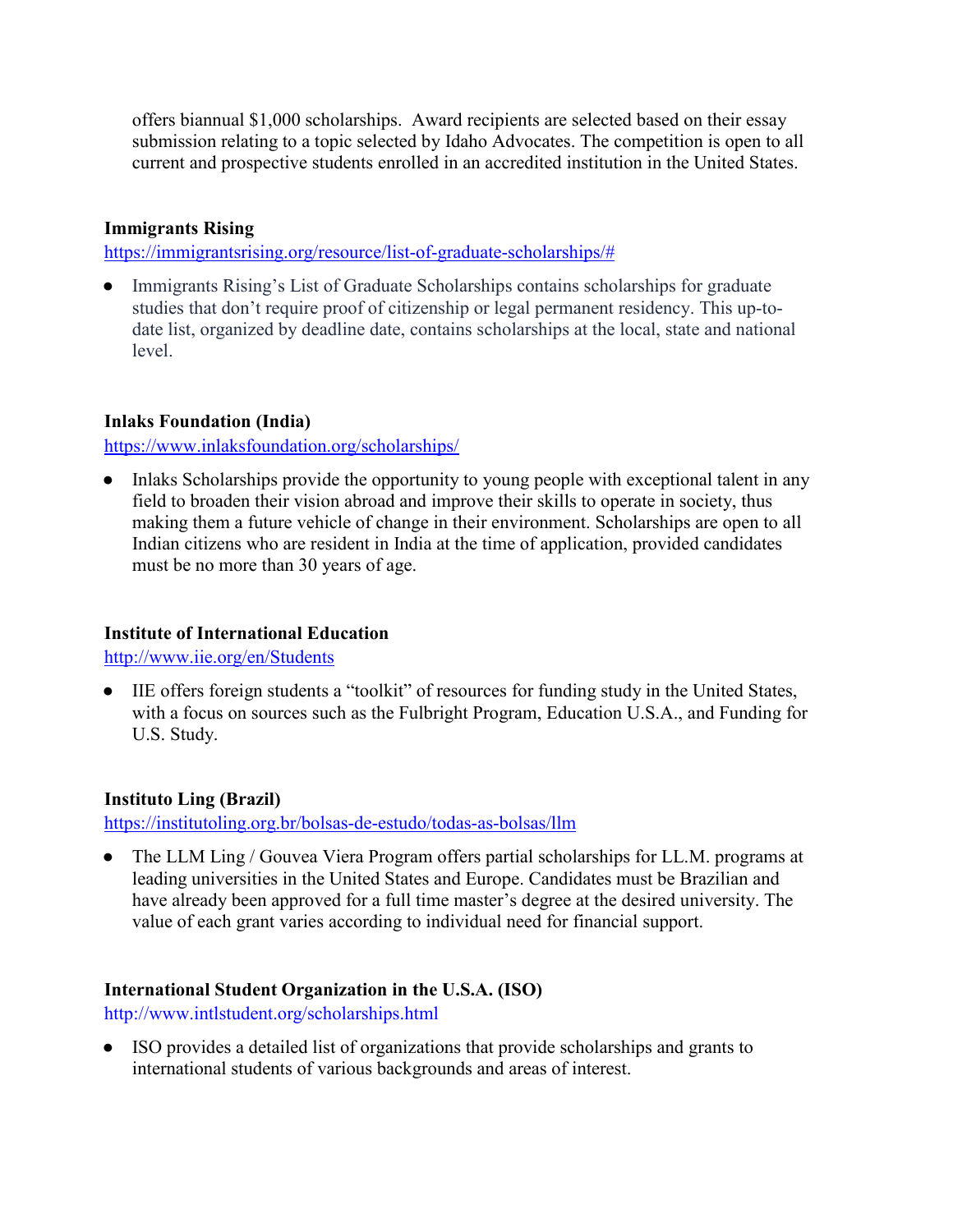offers biannual $1,000 scholarships. Award recipients are selected based on their essay submission relating to a topic selected by Idaho Advocates. The competition is open to all current and prospective students enrolled in an accredited institution in the United States.

**Immigrants Rising**

https://immigrantsrising.org/resource/list-of-graduate-scholarships/#

- Immigrants Rising's List of Graduate Scholarships contains scholarships for graduate studies that don't require proof of citizenship or legal permanent residency. This up-to-date list, organized by deadline date, contains scholarships at the local, state and national level.

**Inlaks Foundation (India)**

https://www.inlaksfoundation.org/scholarships/

- Inlaks Scholarships provide the opportunity to young people with exceptional talent in any field to broaden their vision abroad and improve their skills to operate in society, thus making them a future vehicle of change in their environment. Scholarships are open to all Indian citizens who are resident in India at the time of application, provided candidates must be no more than 30 years of age.

**Institute of International Education**

http://www.iie.org/en/Students

- IIE offers foreign students a "toolkit" of resources for funding study in the United States, with a focus on sources such as the Fulbright Program, Education U.S.A., and Funding for U.S. Study.

**Instituto Ling (Brazil)**

https://institutoling.org.br/bolsas-de-estudo/todas-as-bolsas/llm

- The LLM Ling / Gouvea Viera Program offers partial scholarships for LL.M. programs at leading universities in the United States and Europe. Candidates must be Brazilian and have already been approved for a full time master's degree at the desired university. The value of each grant varies according to individual need for financial support.

**International Student Organization in the U.S.A. (ISO)**

http://www.intlstudent.org/scholarships.html

- ISO provides a detailed list of organizations that provide scholarships and grants to international students of various backgrounds and areas of interest.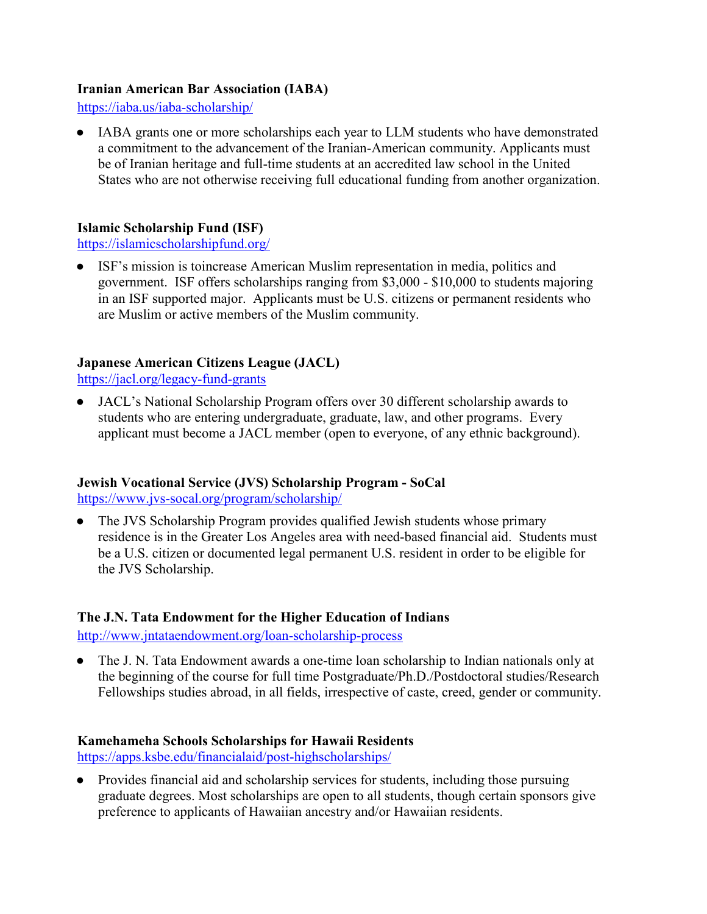**Iranian American Bar Association (IABA)**
https://iaba.us/iaba-scholarship/

- IABA grants one or more scholarships each year to LLM students who have demonstrated a commitment to the advancement of the Iranian-American community. Applicants must be of Iranian heritage and full-time students at an accredited law school in the United States who are not otherwise receiving full educational funding from another organization.

**Islamic Scholarship Fund (ISF)**
https://islamicscholarshipfund.org/

- ISF's mission is toincrease American Muslim representation in media, politics and government. ISF offers scholarships ranging from $3,000 - $10,000 to students majoring in an ISF supported major. Applicants must be U.S. citizens or permanent residents who are Muslim or active members of the Muslim community.

**Japanese American Citizens League (JACL)**
https://jacl.org/legacy-fund-grants

- JACL's National Scholarship Program offers over 30 different scholarship awards to students who are entering undergraduate, graduate, law, and other programs. Every applicant must become a JACL member (open to everyone, of any ethnic background).

**Jewish Vocational Service (JVS) Scholarship Program - SoCal**
https://www.jvs-socal.org/program/scholarship/

- The JVS Scholarship Program provides qualified Jewish students whose primary residence is in the Greater Los Angeles area with need-based financial aid. Students must be a U.S. citizen or documented legal permanent U.S. resident in order to be eligible for the JVS Scholarship.

**The J.N. Tata Endowment for the Higher Education of Indians**
http://www.jntataendowment.org/loan-scholarship-process

- The J. N. Tata Endowment awards a one-time loan scholarship to Indian nationals only at the beginning of the course for full time Postgraduate/Ph.D./Postdoctoral studies/Research Fellowships studies abroad, in all fields, irrespective of caste, creed, gender or community.

**Kamehameha Schools Scholarships for Hawaii Residents**
https://apps.ksbe.edu/financialaid/post-highscholarships/

- Provides financial aid and scholarship services for students, including those pursuing graduate degrees. Most scholarships are open to all students, though certain sponsors give preference to applicants of Hawaiian ancestry and/or Hawaiian residents.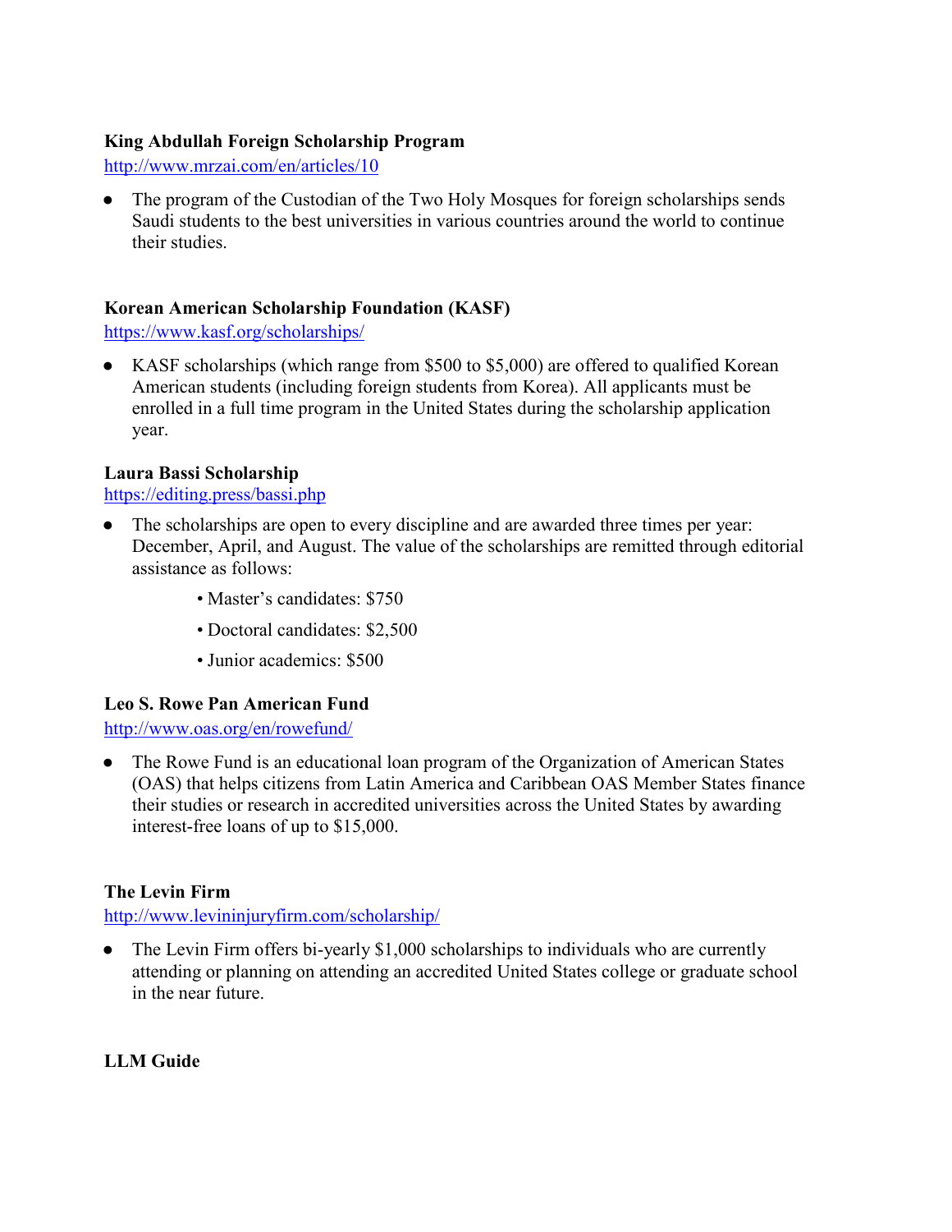**King Abdullah Foreign Scholarship Program**

http://www.mrzai.com/en/articles/10

- The program of the Custodian of the Two Holy Mosques for foreign scholarships sends Saudi students to the best universities in various countries around the world to continue their studies.

**Korean American Scholarship Foundation (KASF)**

https://www.kasf.org/scholarships/

- KASF scholarships (which range from $500 to $5,000) are offered to qualified Korean American students (including foreign students from Korea). All applicants must be enrolled in a full time program in the United States during the scholarship application year.

**Laura Bassi Scholarship**

https://editing.press/bassi.php

- The scholarships are open to every discipline and are awarded three times per year: December, April, and August. The value of the scholarships are remitted through editorial assistance as follows:
  - Master's candidates: $750
  - Doctoral candidates: $2,500
  - Junior academics: $500

**Leo S. Rowe Pan American Fund**

http://www.oas.org/en/rowefund/

- The Rowe Fund is an educational loan program of the Organization of American States (OAS) that helps citizens from Latin America and Caribbean OAS Member States finance their studies or research in accredited universities across the United States by awarding interest-free loans of up to $15,000.

**The Levin Firm**

http://www.levininjuryfirm.com/scholarship/

- The Levin Firm offers bi-yearly $1,000 scholarships to individuals who are currently attending or planning on attending an accredited United States college or graduate school in the near future.

**LLM Guide**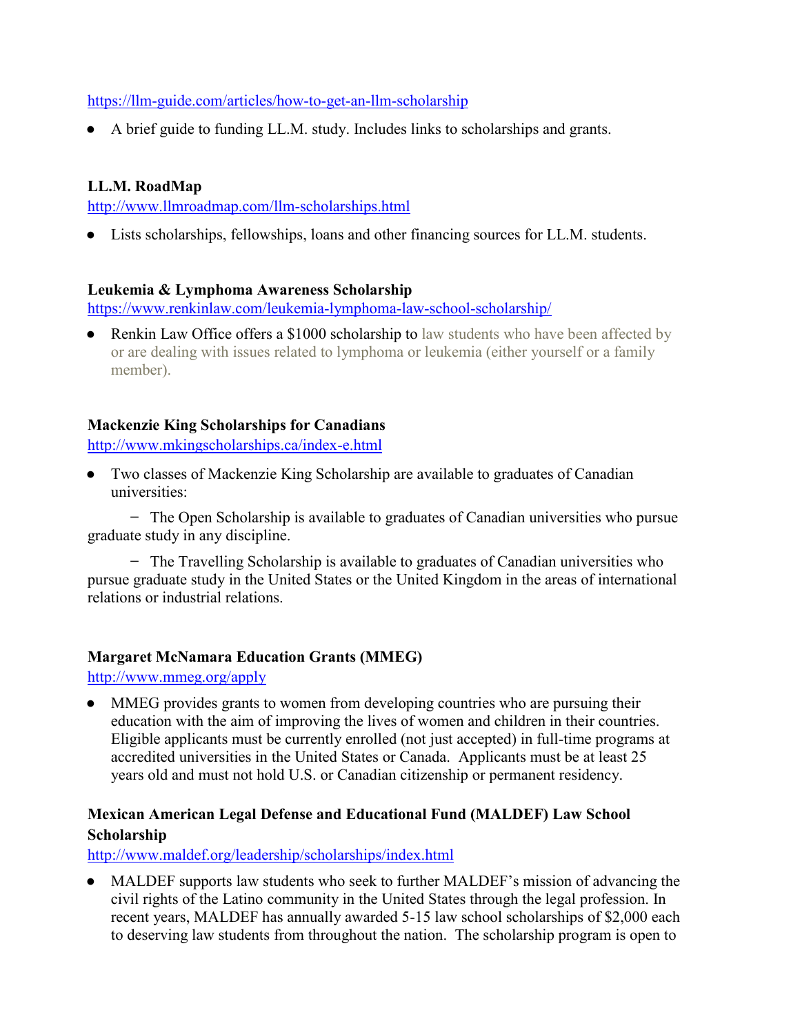https://llm-guide.com/articles/how-to-get-an-llm-scholarship

- A brief guide to funding LL.M. study. Includes links to scholarships and grants.

**LL.M. RoadMap**

http://www.llmroadmap.com/llm-scholarships.html

- Lists scholarships, fellowships, loans and other financing sources for LL.M. students.

**Leukemia & Lymphoma Awareness Scholarship**

https://www.renkinlaw.com/leukemia-lymphoma-law-school-scholarship/

- Renkin Law Office offers a $1000 scholarship to law students who have been affected by or are dealing with issues related to lymphoma or leukemia (either yourself or a family member).

**Mackenzie King Scholarships for Canadians**

http://www.mkingscholarships.ca/index-e.html

- Two classes of Mackenzie King Scholarship are available to graduates of Canadian universities:

  − The Open Scholarship is available to graduates of Canadian universities who pursue graduate study in any discipline.

  − The Travelling Scholarship is available to graduates of Canadian universities who pursue graduate study in the United States or the United Kingdom in the areas of international relations or industrial relations.

**Margaret McNamara Education Grants (MMEG)**

http://www.mmeg.org/apply

- MMEG provides grants to women from developing countries who are pursuing their education with the aim of improving the lives of women and children in their countries. Eligible applicants must be currently enrolled (not just accepted) in full-time programs at accredited universities in the United States or Canada. Applicants must be at least 25 years old and must not hold U.S. or Canadian citizenship or permanent residency.

**Mexican American Legal Defense and Educational Fund (MALDEF) Law School Scholarship**

http://www.maldef.org/leadership/scholarships/index.html

- MALDEF supports law students who seek to further MALDEF's mission of advancing the civil rights of the Latino community in the United States through the legal profession. In recent years, MALDEF has annually awarded 5-15 law school scholarships of $2,000 each to deserving law students from throughout the nation. The scholarship program is open to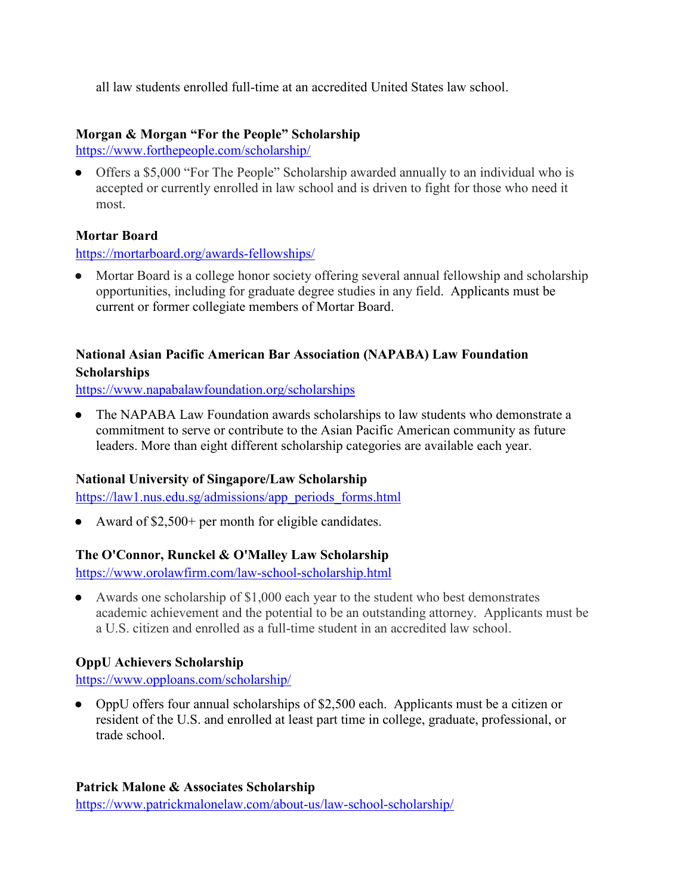all law students enrolled full-time at an accredited United States law school.

**Morgan & Morgan "For the People" Scholarship**
https://www.forthepeople.com/scholarship/

- Offers a $5,000 "For The People" Scholarship awarded annually to an individual who is accepted or currently enrolled in law school and is driven to fight for those who need it most.

**Mortar Board**
https://mortarboard.org/awards-fellowships/

- Mortar Board is a college honor society offering several annual fellowship and scholarship opportunities, including for graduate degree studies in any field. Applicants must be current or former collegiate members of Mortar Board.

**National Asian Pacific American Bar Association (NAPABA) Law Foundation Scholarships**
https://www.napabalawfoundation.org/scholarships

- The NAPABA Law Foundation awards scholarships to law students who demonstrate a commitment to serve or contribute to the Asian Pacific American community as future leaders. More than eight different scholarship categories are available each year.

**National University of Singapore/Law Scholarship**
https://law1.nus.edu.sg/admissions/app_periods_forms.html

- Award of $2,500+ per month for eligible candidates.

**The O'Connor, Runckel & O'Malley Law Scholarship**
https://www.orolawfirm.com/law-school-scholarship.html

- Awards one scholarship of $1,000 each year to the student who best demonstrates academic achievement and the potential to be an outstanding attorney. Applicants must be a U.S. citizen and enrolled as a full-time student in an accredited law school.

**OppU Achievers Scholarship**
https://www.opploans.com/scholarship/

- OppU offers four annual scholarships of $2,500 each. Applicants must be a citizen or resident of the U.S. and enrolled at least part time in college, graduate, professional, or trade school.

**Patrick Malone & Associates Scholarship**
https://www.patrickmalonelaw.com/about-us/law-school-scholarship/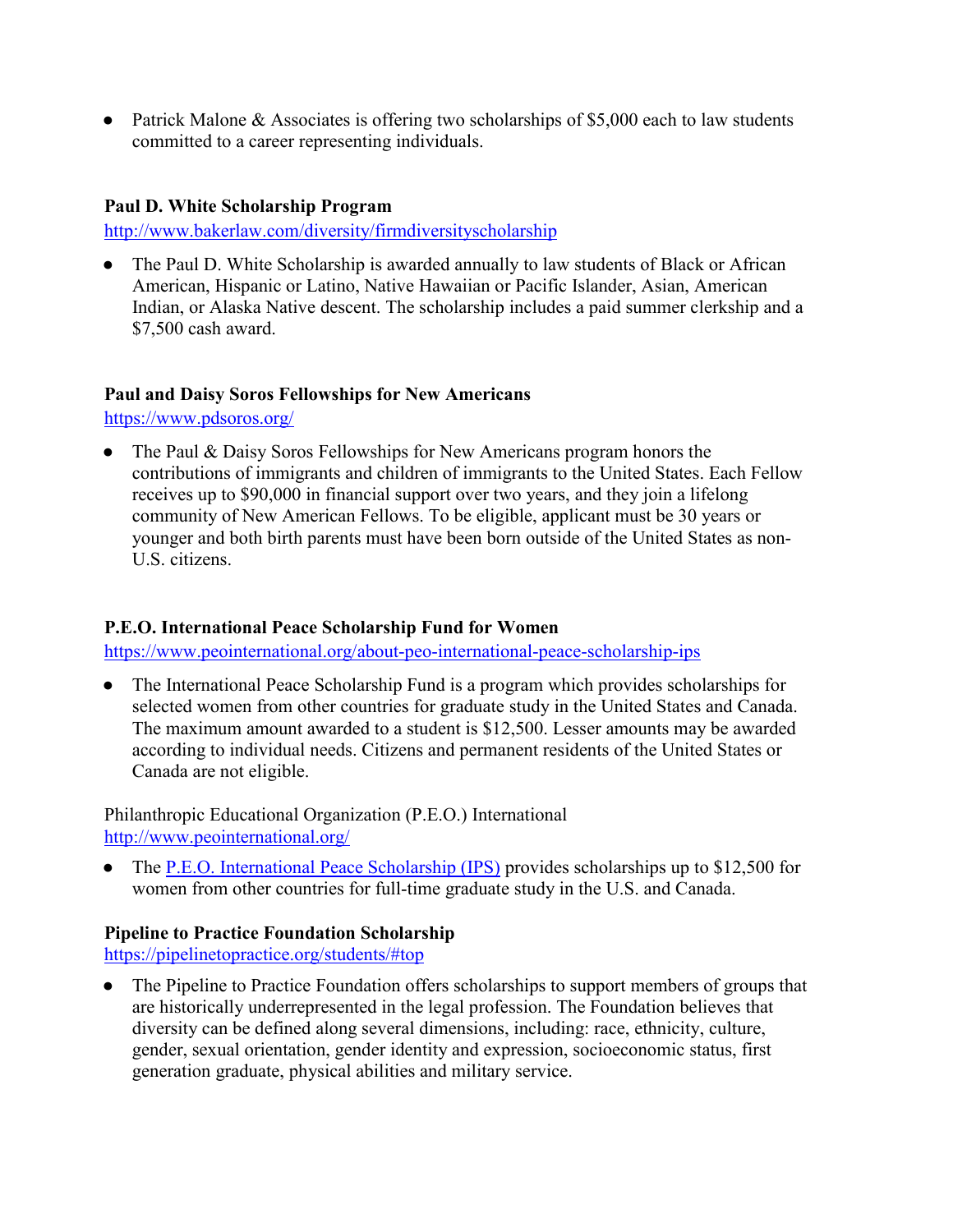- Patrick Malone & Associates is offering two scholarships of $5,000 each to law students committed to a career representing individuals.

**Paul D. White Scholarship Program**

http://www.bakerlaw.com/diversity/firmdiversityscholarship

- The Paul D. White Scholarship is awarded annually to law students of Black or African American, Hispanic or Latino, Native Hawaiian or Pacific Islander, Asian, American Indian, or Alaska Native descent. The scholarship includes a paid summer clerkship and a $7,500 cash award.

**Paul and Daisy Soros Fellowships for New Americans**

https://www.pdsoros.org/

- The Paul & Daisy Soros Fellowships for New Americans program honors the contributions of immigrants and children of immigrants to the United States. Each Fellow receives up to $90,000 in financial support over two years, and they join a lifelong community of New American Fellows. To be eligible, applicant must be 30 years or younger and both birth parents must have been born outside of the United States as non-U.S. citizens.

**P.E.O. International Peace Scholarship Fund for Women**

https://www.peointernational.org/about-peo-international-peace-scholarship-ips

- The International Peace Scholarship Fund is a program which provides scholarships for selected women from other countries for graduate study in the United States and Canada. The maximum amount awarded to a student is $12,500. Lesser amounts may be awarded according to individual needs. Citizens and permanent residents of the United States or Canada are not eligible.

Philanthropic Educational Organization (P.E.O.) International

http://www.peointernational.org/

- The P.E.O. International Peace Scholarship (IPS) provides scholarships up to $12,500 for women from other countries for full-time graduate study in the U.S. and Canada.

**Pipeline to Practice Foundation Scholarship**

https://pipelinetopractice.org/students/#top

- The Pipeline to Practice Foundation offers scholarships to support members of groups that are historically underrepresented in the legal profession. The Foundation believes that diversity can be defined along several dimensions, including: race, ethnicity, culture, gender, sexual orientation, gender identity and expression, socioeconomic status, first generation graduate, physical abilities and military service.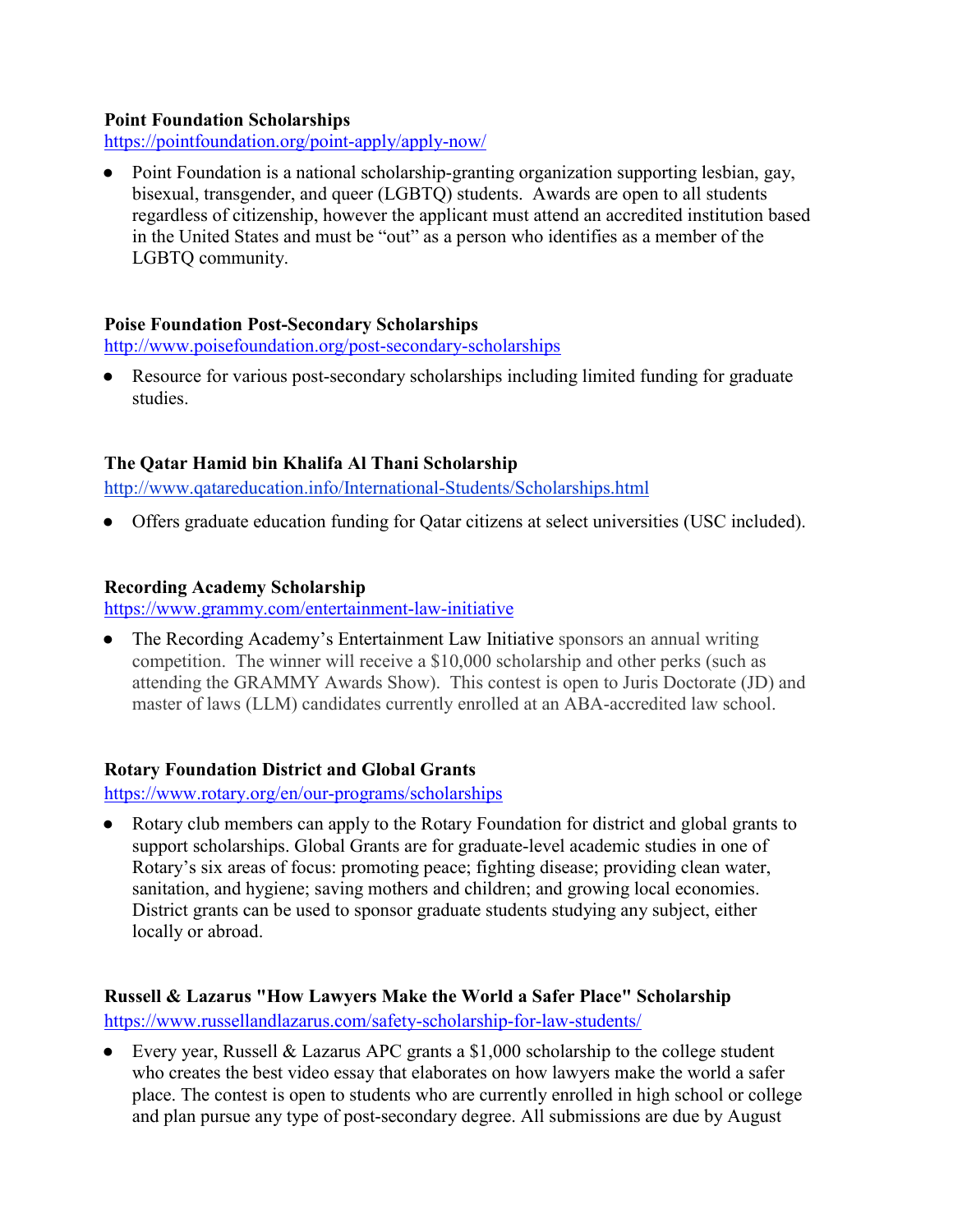**Point Foundation Scholarships**

https://pointfoundation.org/point-apply/apply-now/

- Point Foundation is a national scholarship-granting organization supporting lesbian, gay, bisexual, transgender, and queer (LGBTQ) students. Awards are open to all students regardless of citizenship, however the applicant must attend an accredited institution based in the United States and must be "out" as a person who identifies as a member of the LGBTQ community.

**Poise Foundation Post-Secondary Scholarships**

http://www.poisefoundation.org/post-secondary-scholarships

- Resource for various post-secondary scholarships including limited funding for graduate studies.

**The Qatar Hamid bin Khalifa Al Thani Scholarship**

http://www.qatareducation.info/International-Students/Scholarships.html

- Offers graduate education funding for Qatar citizens at select universities (USC included).

**Recording Academy Scholarship**

https://www.grammy.com/entertainment-law-initiative

- The Recording Academy's Entertainment Law Initiative sponsors an annual writing competition. The winner will receive a $10,000 scholarship and other perks (such as attending the GRAMMY Awards Show). This contest is open to Juris Doctorate (JD) and master of laws (LLM) candidates currently enrolled at an ABA-accredited law school.

**Rotary Foundation District and Global Grants**

https://www.rotary.org/en/our-programs/scholarships

- Rotary club members can apply to the Rotary Foundation for district and global grants to support scholarships. Global Grants are for graduate-level academic studies in one of Rotary's six areas of focus: promoting peace; fighting disease; providing clean water, sanitation, and hygiene; saving mothers and children; and growing local economies. District grants can be used to sponsor graduate students studying any subject, either locally or abroad.

**Russell & Lazarus "How Lawyers Make the World a Safer Place" Scholarship**

https://www.russellandlazarus.com/safety-scholarship-for-law-students/

- Every year, Russell & Lazarus APC grants a $1,000 scholarship to the college student who creates the best video essay that elaborates on how lawyers make the world a safer place. The contest is open to students who are currently enrolled in high school or college and plan pursue any type of post-secondary degree. All submissions are due by August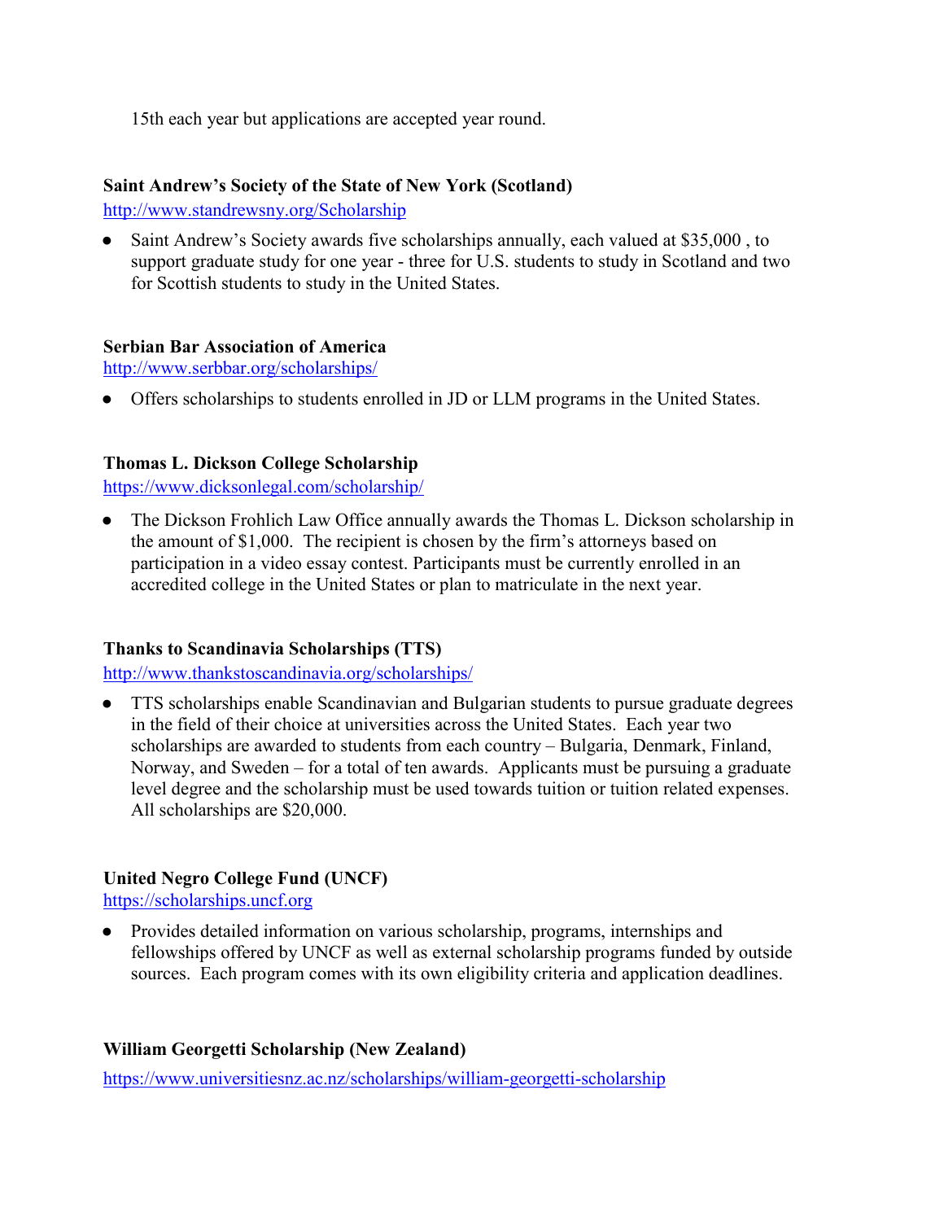15th each year but applications are accepted year round.

**Saint Andrew's Society of the State of New York (Scotland)**
http://www.standrewsny.org/Scholarship

- Saint Andrew's Society awards five scholarships annually, each valued at $35,000 , to support graduate study for one year - three for U.S. students to study in Scotland and two for Scottish students to study in the United States.

**Serbian Bar Association of America**
http://www.serbbar.org/scholarships/

- Offers scholarships to students enrolled in JD or LLM programs in the United States.

**Thomas L. Dickson College Scholarship**
https://www.dicksonlegal.com/scholarship/

- The Dickson Frohlich Law Office annually awards the Thomas L. Dickson scholarship in the amount of $1,000. The recipient is chosen by the firm's attorneys based on participation in a video essay contest. Participants must be currently enrolled in an accredited college in the United States or plan to matriculate in the next year.

**Thanks to Scandinavia Scholarships (TTS)**
http://www.thankstoscandinavia.org/scholarships/

- TTS scholarships enable Scandinavian and Bulgarian students to pursue graduate degrees in the field of their choice at universities across the United States. Each year two scholarships are awarded to students from each country – Bulgaria, Denmark, Finland, Norway, and Sweden – for a total of ten awards. Applicants must be pursuing a graduate level degree and the scholarship must be used towards tuition or tuition related expenses. All scholarships are $20,000.

**United Negro College Fund (UNCF)**
https://scholarships.uncf.org

- Provides detailed information on various scholarship, programs, internships and fellowships offered by UNCF as well as external scholarship programs funded by outside sources. Each program comes with its own eligibility criteria and application deadlines.

**William Georgetti Scholarship (New Zealand)**
https://www.universitiesnz.ac.nz/scholarships/william-georgetti-scholarship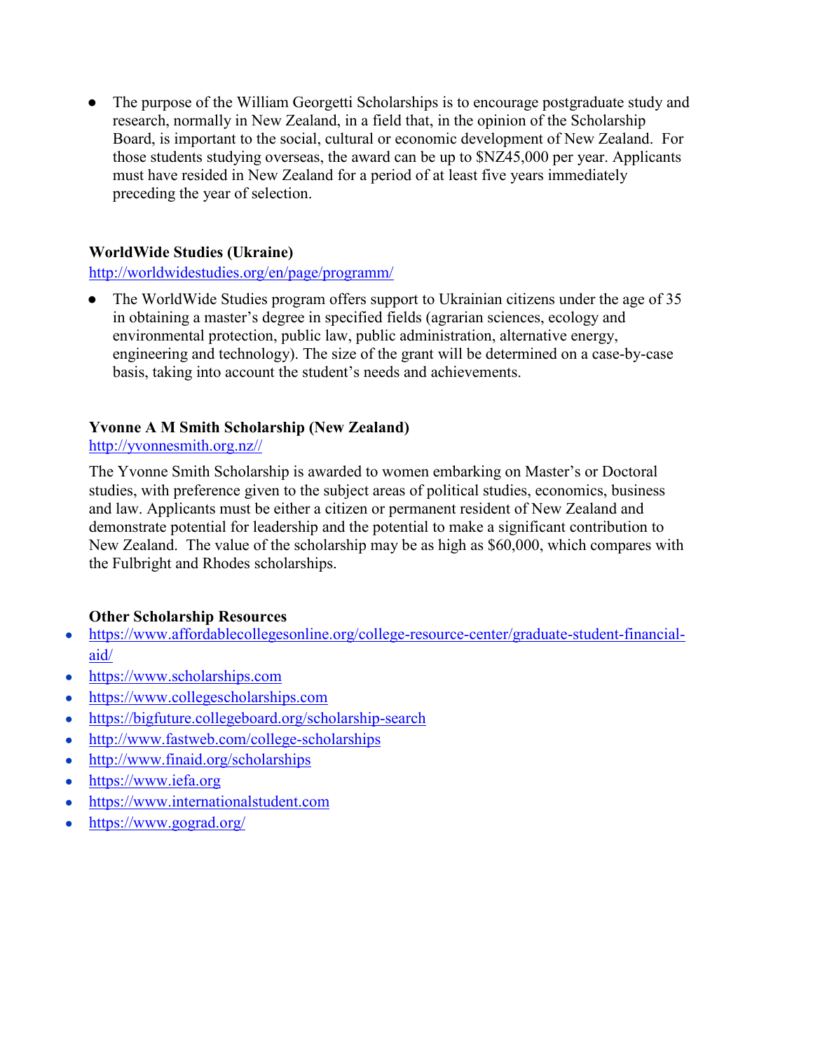- The purpose of the William Georgetti Scholarships is to encourage postgraduate study and research, normally in New Zealand, in a field that, in the opinion of the Scholarship Board, is important to the social, cultural or economic development of New Zealand. For those students studying overseas, the award can be up to $NZ45,000 per year. Applicants must have resided in New Zealand for a period of at least five years immediately preceding the year of selection.

**WorldWide Studies (Ukraine)**

http://worldwidestudies.org/en/page/programm/

- The WorldWide Studies program offers support to Ukrainian citizens under the age of 35 in obtaining a master's degree in specified fields (agrarian sciences, ecology and environmental protection, public law, public administration, alternative energy, engineering and technology). The size of the grant will be determined on a case-by-case basis, taking into account the student's needs and achievements.

**Yvonne A M Smith Scholarship (New Zealand)**

http://yvonnesmith.org.nz//

The Yvonne Smith Scholarship is awarded to women embarking on Master's or Doctoral studies, with preference given to the subject areas of political studies, economics, business and law. Applicants must be either a citizen or permanent resident of New Zealand and demonstrate potential for leadership and the potential to make a significant contribution to New Zealand. The value of the scholarship may be as high as $60,000, which compares with the Fulbright and Rhodes scholarships.

**Other Scholarship Resources**

- https://www.affordablecollegesonline.org/college-resource-center/graduate-student-financial-aid/
- https://www.scholarships.com
- https://www.collegescholarships.com
- https://bigfuture.collegeboard.org/scholarship-search
- http://www.fastweb.com/college-scholarships
- http://www.finaid.org/scholarships
- https://www.iefa.org
- https://www.internationalstudent.com
- https://www.gograd.org/